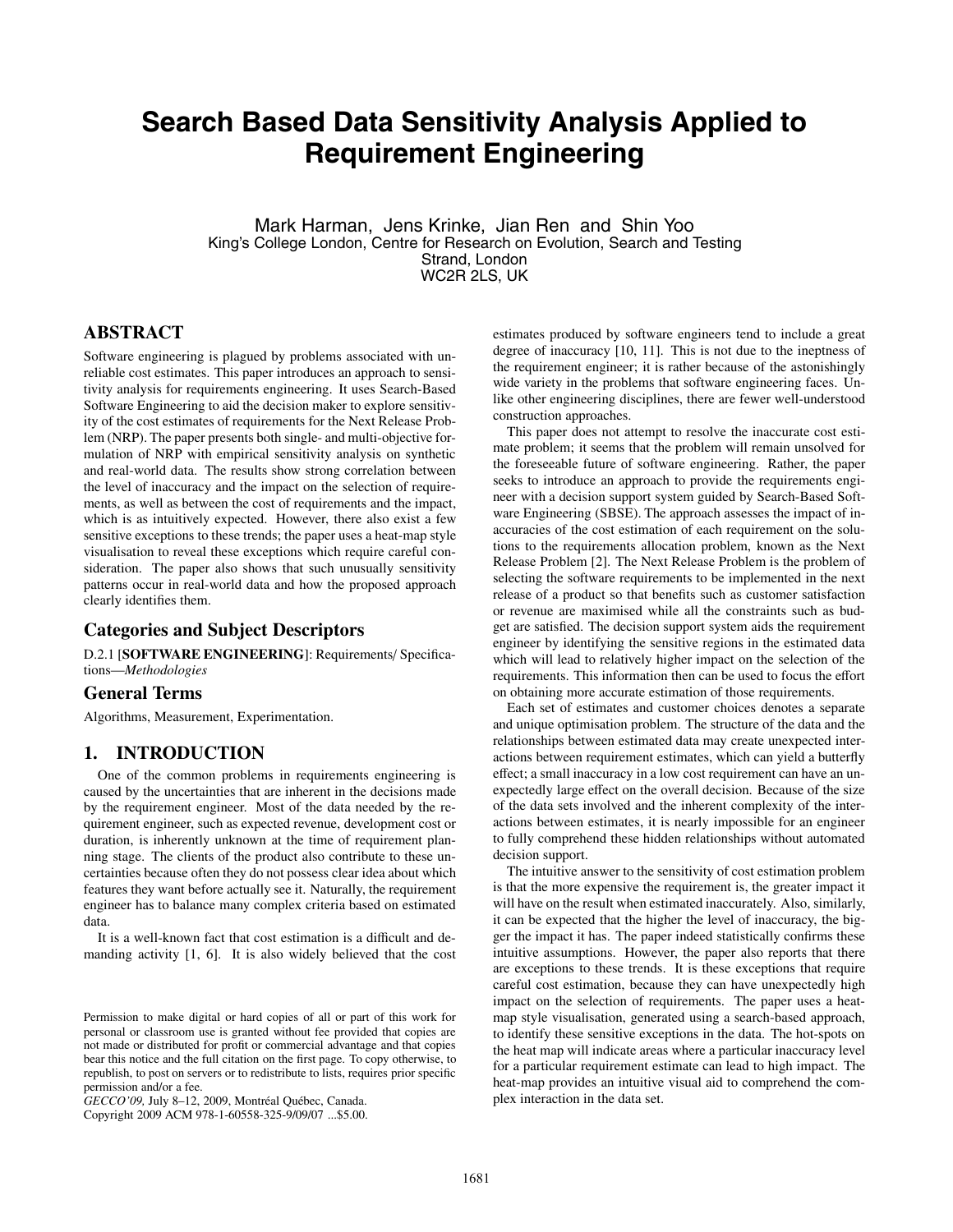# Search Based Data Sensitivity Analysis Applied to Requirement Engineering

Mark Harman, Jens Krinke, Jian Ren and Shin Yoo
King's College London, Centre for Research on Evolution, Search and Testing
Strand, London
WC2R 2LS, UK

## ABSTRACT

Software engineering is plagued by problems associated with unreliable cost estimates. This paper introduces an approach to sensitivity analysis for requirements engineering. It uses Search-Based Software Engineering to aid the decision maker to explore sensitivity of the cost estimates of requirements for the Next Release Problem (NRP). The paper presents both single- and multi-objective formulation of NRP with empirical sensitivity analysis on synthetic and real-world data. The results show strong correlation between the level of inaccuracy and the impact on the selection of requirements, as well as between the cost of requirements and the impact, which is as intuitively expected. However, there also exist a few sensitive exceptions to these trends; the paper uses a heat-map style visualisation to reveal these exceptions which require careful consideration. The paper also shows that such unusually sensitivity patterns occur in real-world data and how the proposed approach clearly identifies them.

### Categories and Subject Descriptors

D.2.1 [**SOFTWARE ENGINEERING**]: Requirements/ Specifications—*Methodologies*

### General Terms

Algorithms, Measurement, Experimentation.

## 1. INTRODUCTION

One of the common problems in requirements engineering is caused by the uncertainties that are inherent in the decisions made by the requirement engineer. Most of the data needed by the requirement engineer, such as expected revenue, development cost or duration, is inherently unknown at the time of requirement planning stage. The clients of the product also contribute to these uncertainties because often they do not possess clear idea about which features they want before actually see it. Naturally, the requirement engineer has to balance many complex criteria based on estimated data.

It is a well-known fact that cost estimation is a difficult and demanding activity [1, 6]. It is also widely believed that the cost estimates produced by software engineers tend to include a great degree of inaccuracy [10, 11]. This is not due to the ineptness of the requirement engineer; it is rather because of the astonishingly wide variety in the problems that software engineering faces. Unlike other engineering disciplines, there are fewer well-understood construction approaches.

This paper does not attempt to resolve the inaccurate cost estimate problem; it seems that the problem will remain unsolved for the foreseeable future of software engineering. Rather, the paper seeks to introduce an approach to provide the requirements engineer with a decision support system guided by Search-Based Software Engineering (SBSE). The approach assesses the impact of inaccuracies of the cost estimation of each requirement on the solutions to the requirements allocation problem, known as the Next Release Problem [2]. The Next Release Problem is the problem of selecting the software requirements to be implemented in the next release of a product so that benefits such as customer satisfaction or revenue are maximised while all the constraints such as budget are satisfied. The decision support system aids the requirement engineer by identifying the sensitive regions in the estimated data which will lead to relatively higher impact on the selection of the requirements. This information then can be used to focus the effort on obtaining more accurate estimation of those requirements.

Each set of estimates and customer choices denotes a separate and unique optimisation problem. The structure of the data and the relationships between estimated data may create unexpected interactions between requirement estimates, which can yield a butterfly effect; a small inaccuracy in a low cost requirement can have an unexpectedly large effect on the overall decision. Because of the size of the data sets involved and the inherent complexity of the interactions between estimates, it is nearly impossible for an engineer to fully comprehend these hidden relationships without automated decision support.

The intuitive answer to the sensitivity of cost estimation problem is that the more expensive the requirement is, the greater impact it will have on the result when estimated inaccurately. Also, similarly, it can be expected that the higher the level of inaccuracy, the bigger the impact it has. The paper indeed statistically confirms these intuitive assumptions. However, the paper also reports that there are exceptions to these trends. It is these exceptions that require careful cost estimation, because they can have unexpectedly high impact on the selection of requirements. The paper uses a heat-map style visualisation, generated using a search-based approach, to identify these sensitive exceptions in the data. The hot-spots on the heat map will indicate areas where a particular inaccuracy level for a particular requirement estimate can lead to high impact. The heat-map provides an intuitive visual aid to comprehend the complex interaction in the data set.

Permission to make digital or hard copies of all or part of this work for personal or classroom use is granted without fee provided that copies are not made or distributed for profit or commercial advantage and that copies bear this notice and the full citation on the first page. To copy otherwise, to republish, to post on servers or to redistribute to lists, requires prior specific permission and/or a fee.
*GECCO'09*, July 8–12, 2009, Montréal Québec, Canada.
Copyright 2009 ACM 978-1-60558-325-9/09/07 ...$5.00.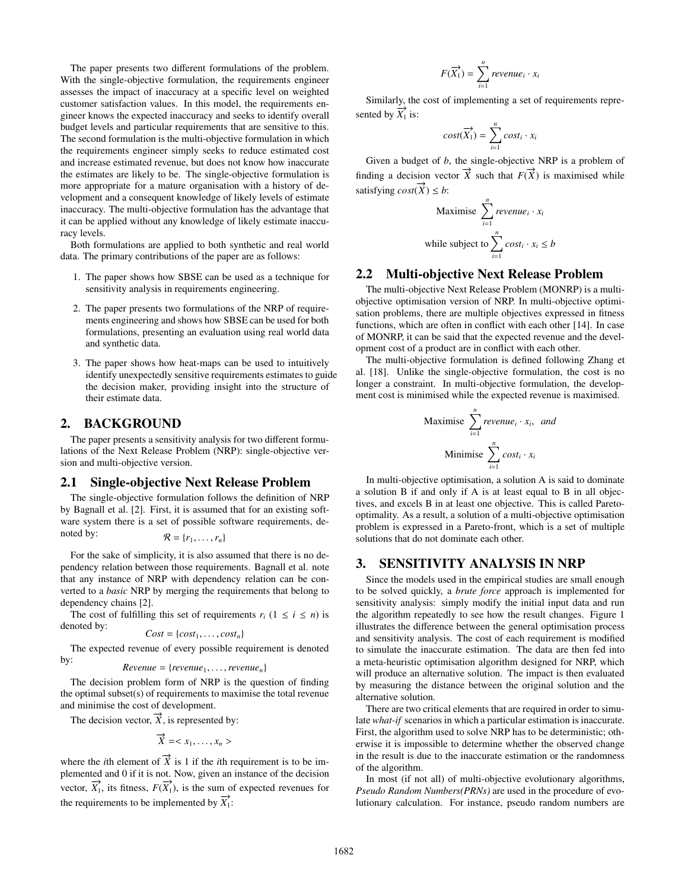The paper presents two different formulations of the problem. With the single-objective formulation, the requirements engineer assesses the impact of inaccuracy at a specific level on weighted customer satisfaction values. In this model, the requirements engineer knows the expected inaccuracy and seeks to identify overall budget levels and particular requirements that are sensitive to this. The second formulation is the multi-objective formulation in which the requirements engineer simply seeks to reduce estimated cost and increase estimated revenue, but does not know how inaccurate the estimates are likely to be. The single-objective formulation is more appropriate for a mature organisation with a history of development and a consequent knowledge of likely levels of estimate inaccuracy. The multi-objective formulation has the advantage that it can be applied without any knowledge of likely estimate inaccuracy levels.

Both formulations are applied to both synthetic and real world data. The primary contributions of the paper are as follows:

1. The paper shows how SBSE can be used as a technique for sensitivity analysis in requirements engineering.
2. The paper presents two formulations of the NRP of requirements engineering and shows how SBSE can be used for both formulations, presenting an evaluation using real world data and synthetic data.
3. The paper shows how heat-maps can be used to intuitively identify unexpectedly sensitive requirements estimates to guide the decision maker, providing insight into the structure of their estimate data.

## 2. BACKGROUND

The paper presents a sensitivity analysis for two different formulations of the Next Release Problem (NRP): single-objective version and multi-objective version.

### 2.1 Single-objective Next Release Problem

The single-objective formulation follows the definition of NRP by Bagnall et al. [2]. First, it is assumed that for an existing software system there is a set of possible software requirements, denoted by:

$$\mathcal{R} = \{r_1, \ldots, r_n\}$$

For the sake of simplicity, it is also assumed that there is no dependency relation between those requirements. Bagnall et al. note that any instance of NRP with dependency relation can be converted to a *basic* NRP by merging the requirements that belong to dependency chains [2].

The cost of fulfilling this set of requirements $r_i$ $(1 \leq i \leq n)$ is denoted by:

$$Cost = \{cost_1, \ldots, cost_n\}$$

The expected revenue of every possible requirement is denoted by:

$$Revenue = \{revenue_1, \ldots, revenue_n\}$$

The decision problem form of NRP is the question of finding the optimal subset(s) of requirements to maximise the total revenue and minimise the cost of development.

The decision vector, $\overrightarrow{X}$, is represented by:

$$\overrightarrow{X} = < x_1, \ldots, x_n >$$

where the $i$th element of $\overrightarrow{X}$ is 1 if the $i$th requirement is to be implemented and 0 if it is not. Now, given an instance of the decision vector, $\overrightarrow{X_1}$, its fitness, $F(\overrightarrow{X_1})$, is the sum of expected revenues for the requirements to be implemented by $\overrightarrow{X_1}$:

$$F(\overrightarrow{X_1}) = \sum_{i=1}^{n} revenue_i \cdot x_i$$

Similarly, the cost of implementing a set of requirements represented by $\overrightarrow{X_1}$ is:

$$cost(\overrightarrow{X_1}) = \sum_{i=1}^{n} cost_i \cdot x_i$$

Given a budget of $b$, the single-objective NRP is a problem of finding a decision vector $\overrightarrow{X}$ such that $F(\overrightarrow{X})$ is maximised while satisfying $cost(\overrightarrow{X}) \leq b$:

$$\text{Maximise } \sum_{i=1}^{n} revenue_i \cdot x_i$$

$$\text{while subject to } \sum_{i=1}^{n} cost_i \cdot x_i \leq b$$

### 2.2 Multi-objective Next Release Problem

The multi-objective Next Release Problem (MONRP) is a multi-objective optimisation version of NRP. In multi-objective optimisation problems, there are multiple objectives expressed in fitness functions, which are often in conflict with each other [14]. In case of MONRP, it can be said that the expected revenue and the development cost of a product are in conflict with each other.

The multi-objective formulation is defined following Zhang et al. [18]. Unlike the single-objective formulation, the cost is no longer a constraint. In multi-objective formulation, the development cost is minimised while the expected revenue is maximised.

$$\text{Maximise } \sum_{i=1}^{n} revenue_i \cdot x_i, \textit{ and}$$

$$\text{Minimise } \sum_{i=1}^{n} cost_i \cdot x_i$$

In multi-objective optimisation, a solution A is said to dominate a solution B if and only if A is at least equal to B in all objectives, and excels B in at least one objective. This is called Pareto-optimality. As a result, a solution of a multi-objective optimisation problem is expressed in a Pareto-front, which is a set of multiple solutions that do not dominate each other.

## 3. SENSITIVITY ANALYSIS IN NRP

Since the models used in the empirical studies are small enough to be solved quickly, a *brute force* approach is implemented for sensitivity analysis: simply modify the initial input data and run the algorithm repeatedly to see how the result changes. Figure 1 illustrates the difference between the general optimisation process and sensitivity analysis. The cost of each requirement is modified to simulate the inaccurate estimation. The data are then fed into a meta-heuristic optimisation algorithm designed for NRP, which will produce an alternative solution. The impact is then evaluated by measuring the distance between the original solution and the alternative solution.

There are two critical elements that are required in order to simulate *what-if* scenarios in which a particular estimation is inaccurate. First, the algorithm used to solve NRP has to be deterministic; otherwise it is impossible to determine whether the observed change in the result is due to the inaccurate estimation or the randomness of the algorithm.

In most (if not all) of multi-objective evolutionary algorithms, *Pseudo Random Numbers(PRNs)* are used in the procedure of evolutionary calculation. For instance, pseudo random numbers are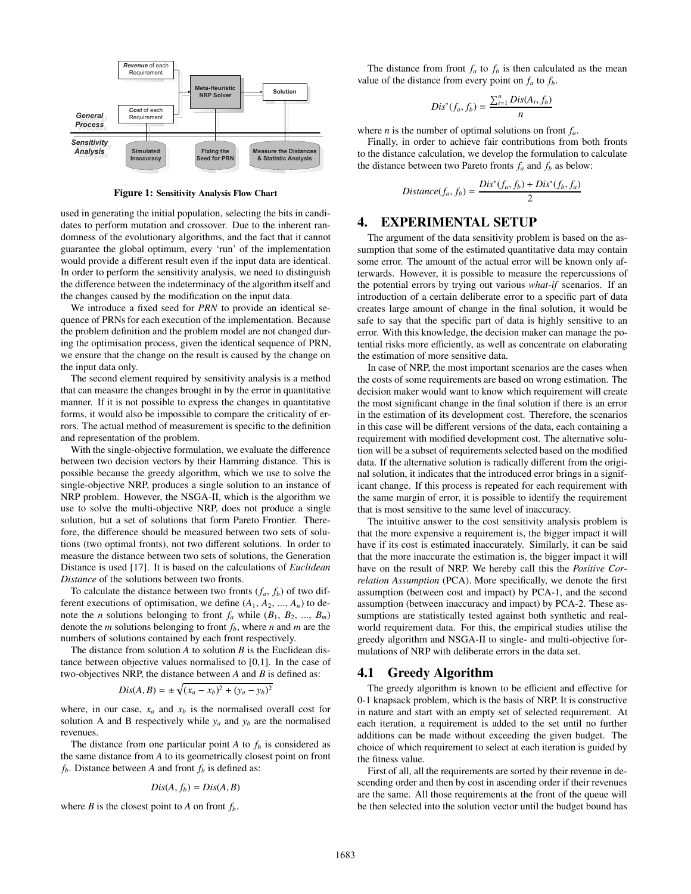Figure 1: Sensitivity Analysis Flow Chart

used in generating the initial population, selecting the bits in candidates to perform mutation and crossover. Due to the inherent randomness of the evolutionary algorithms, and the fact that it cannot guarantee the global optimum, every 'run' of the implementation would provide a different result even if the input data are identical. In order to perform the sensitivity analysis, we need to distinguish the difference between the indeterminacy of the algorithm itself and the changes caused by the modification on the input data.

We introduce a fixed seed for *PRN* to provide an identical sequence of PRNs for each execution of the implementation. Because the problem definition and the problem model are not changed during the optimisation process, given the identical sequence of PRN, we ensure that the change on the result is caused by the change on the input data only.

The second element required by sensitivity analysis is a method that can measure the changes brought in by the error in quantitative manner. If it is not possible to express the changes in quantitative forms, it would also be impossible to compare the criticality of errors. The actual method of measurement is specific to the definition and representation of the problem.

With the single-objective formulation, we evaluate the difference between two decision vectors by their Hamming distance. This is possible because the greedy algorithm, which we use to solve the single-objective NRP, produces a single solution to an instance of NRP problem. However, the NSGA-II, which is the algorithm we use to solve the multi-objective NRP, does not produce a single solution, but a set of solutions that form Pareto Frontier. Therefore, the difference should be measured between two sets of solutions (two optimal fronts), not two different solutions. In order to measure the distance between two sets of solutions, the Generation Distance is used [17]. It is based on the calculations of *Euclidean Distance* of the solutions between two fronts.

To calculate the distance between two fronts ($f_a$, $f_b$) of two different executions of optimisation, we define ($A_1$, $A_2$, ..., $A_n$) to denote the $n$ solutions belonging to front $f_a$ while ($B_1$, $B_2$, ..., $B_m$) denote the $m$ solutions belonging to front $f_b$, where $n$ and $m$ are the numbers of solutions contained by each front respectively.

The distance from solution $A$ to solution $B$ is the Euclidean distance between objective values normalised to [0,1]. In the case of two-objectives NRP, the distance between $A$ and $B$ is defined as:

$$Dis(A, B) = \pm\sqrt{(x_a - x_b)^2 + (y_a - y_b)^2}$$

where, in our case, $x_a$ and $x_b$ is the normalised overall cost for solution A and B respectively while $y_a$ and $y_b$ are the normalised revenues.

The distance from one particular point $A$ to $f_b$ is considered as the same distance from $A$ to its geometrically closest point on front $f_b$. Distance between $A$ and front $f_b$ is defined as:

$$Dis(A, f_b) = Dis(A, B)$$

where $B$ is the closest point to $A$ on front $f_b$.

The distance from front $f_a$ to $f_b$ is then calculated as the mean value of the distance from every point on $f_a$ to $f_b$.

$$Dis^*(f_a, f_b) = \frac{\sum_{i=1}^{n} Dis(A_i, f_b)}{n}$$

where $n$ is the number of optimal solutions on front $f_a$.

Finally, in order to achieve fair contributions from both fronts to the distance calculation, we develop the formulation to calculate the distance between two Pareto fronts $f_a$ and $f_b$ as below:

$$Distance(f_a, f_b) = \frac{Dis^*(f_a, f_b) + Dis^*(f_b, f_a)}{2}$$

## 4. EXPERIMENTAL SETUP

The argument of the data sensitivity problem is based on the assumption that some of the estimated quantitative data may contain some error. The amount of the actual error will be known only afterwards. However, it is possible to measure the repercussions of the potential errors by trying out various *what-if* scenarios. If an introduction of a certain deliberate error to a specific part of data creates large amount of change in the final solution, it would be safe to say that the specific part of data is highly sensitive to an error. With this knowledge, the decision maker can manage the potential risks more efficiently, as well as concentrate on elaborating the estimation of more sensitive data.

In case of NRP, the most important scenarios are the cases when the costs of some requirements are based on wrong estimation. The decision maker would want to know which requirement will create the most significant change in the final solution if there is an error in the estimation of its development cost. Therefore, the scenarios in this case will be different versions of the data, each containing a requirement with modified development cost. The alternative solution will be a subset of requirements selected based on the modified data. If the alternative solution is radically different from the original solution, it indicates that the introduced error brings in a significant change. If this process is repeated for each requirement with the same margin of error, it is possible to identify the requirement that is most sensitive to the same level of inaccuracy.

The intuitive answer to the cost sensitivity analysis problem is that the more expensive a requirement is, the bigger impact it will have if its cost is estimated inaccurately. Similarly, it can be said that the more inaccurate the estimation is, the bigger impact it will have on the result of NRP. We hereby call this the *Positive Correlation Assumption* (PCA). More specifically, we denote the first assumption (between cost and impact) by PCA-1, and the second assumption (between inaccuracy and impact) by PCA-2. These assumptions are statistically tested against both synthetic and real-world requirement data. For this, the empirical studies utilise the greedy algorithm and NSGA-II to single- and multi-objective formulations of NRP with deliberate errors in the data set.

### 4.1 Greedy Algorithm

The greedy algorithm is known to be efficient and effective for 0-1 knapsack problem, which is the basis of NRP. It is constructive in nature and start with an empty set of selected requirement. At each iteration, a requirement is added to the set until no further additions can be made without exceeding the given budget. The choice of which requirement to select at each iteration is guided by the fitness value.

First of all, all the requirements are sorted by their revenue in descending order and then by cost in ascending order if their revenues are the same. All those requirements at the front of the queue will be then selected into the solution vector until the budget bound has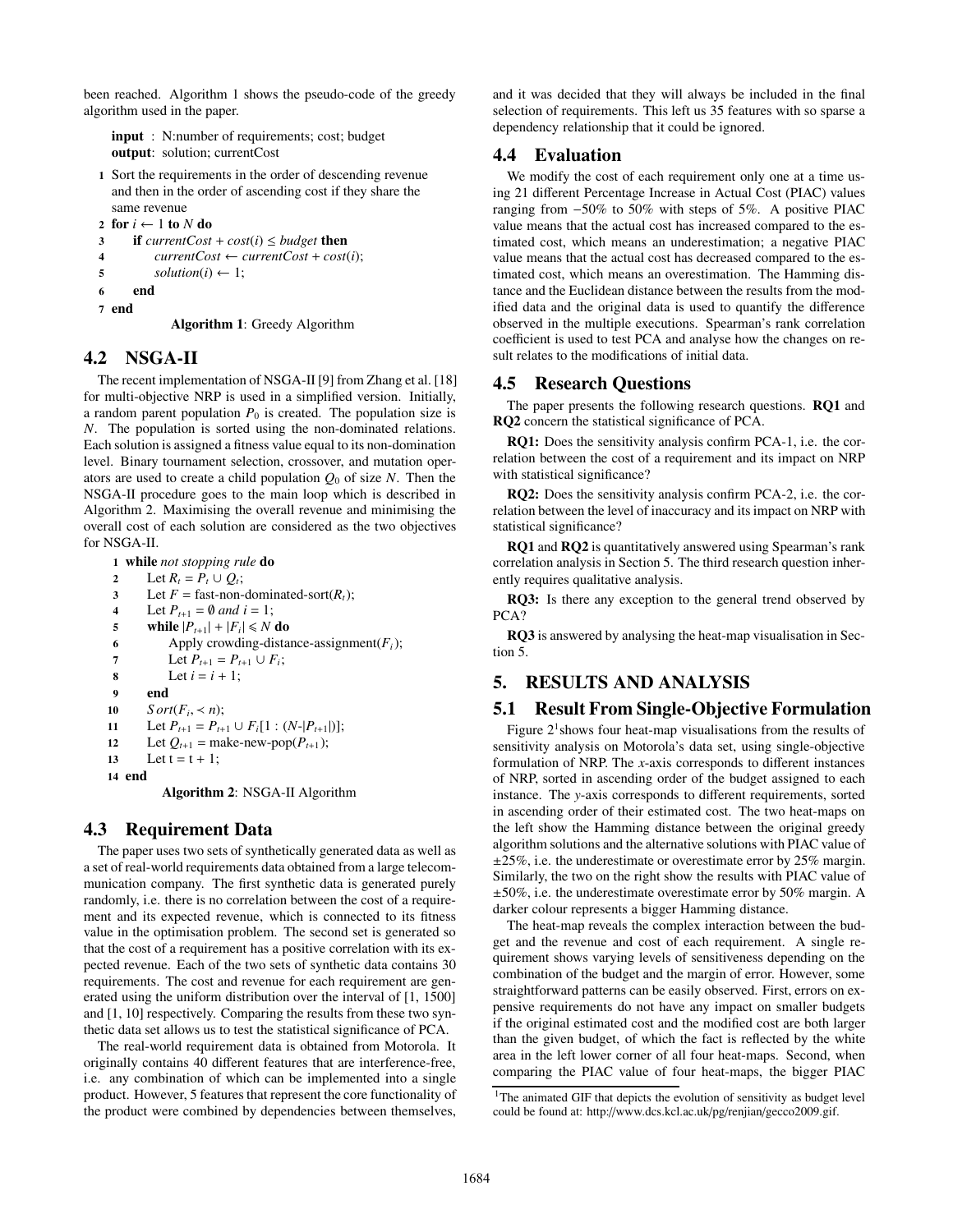been reached. Algorithm 1 shows the pseudo-code of the greedy algorithm used in the paper.

```
input  : N:number of requirements; cost; budget
output : solution; currentCost
1 Sort the requirements in the order of descending revenue
  and then in the order of ascending cost if they share the
  same revenue
2 for i ← 1 to N do
3     if currentCost + cost(i) ≤ budget then
4         currentCost ← currentCost + cost(i);
5         solution(i) ← 1;
6     end
7 end
```

**Algorithm 1**: Greedy Algorithm

## 4.2 NSGA-II

The recent implementation of NSGA-II [9] from Zhang et al. [18] for multi-objective NRP is used in a simplified version. Initially, a random parent population $P_0$ is created. The population size is $N$. The population is sorted using the non-dominated relations. Each solution is assigned a fitness value equal to its non-domination level. Binary tournament selection, crossover, and mutation operators are used to create a child population $Q_0$ of size $N$. Then the NSGA-II procedure goes to the main loop which is described in Algorithm 2. Maximising the overall revenue and minimising the overall cost of each solution are considered as the two objectives for NSGA-II.

```
1  while not stopping rule do
2      Let R_t = P_t ∪ Q_t;
3      Let F = fast-non-dominated-sort(R_t);
4      Let P_{t+1} = ∅ and i = 1;
5      while |P_{t+1}| + |F_i| ≤ N do
6          Apply crowding-distance-assignment(F_i);
7          Let P_{t+1} = P_{t+1} ∪ F_i;
8          Let i = i + 1;
9      end
10     Sort(F_i, ≺ n);
11     Let P_{t+1} = P_{t+1} ∪ F_i[1 : (N-|P_{t+1}|)];
12     Let Q_{t+1} = make-new-pop(P_{t+1});
13     Let t = t + 1;
14 end
```

**Algorithm 2**: NSGA-II Algorithm

## 4.3 Requirement Data

The paper uses two sets of synthetically generated data as well as a set of real-world requirements data obtained from a large telecommunication company. The first synthetic data is generated purely randomly, i.e. there is no correlation between the cost of a requirement and its expected revenue, which is connected to its fitness value in the optimisation problem. The second set is generated so that the cost of a requirement has a positive correlation with its expected revenue. Each of the two sets of synthetic data contains 30 requirements. The cost and revenue for each requirement are generated using the uniform distribution over the interval of [1, 1500] and [1, 10] respectively. Comparing the results from these two synthetic data set allows us to test the statistical significance of PCA.

The real-world requirement data is obtained from Motorola. It originally contains 40 different features that are interference-free, i.e. any combination of which can be implemented into a single product. However, 5 features that represent the core functionality of the product were combined by dependencies between themselves, and it was decided that they will always be included in the final selection of requirements. This left us 35 features with so sparse a dependency relationship that it could be ignored.

## 4.4 Evaluation

We modify the cost of each requirement only one at a time using 21 different Percentage Increase in Actual Cost (PIAC) values ranging from $-50\%$ to 50% with steps of 5%. A positive PIAC value means that the actual cost has increased compared to the estimated cost, which means an underestimation; a negative PIAC value means that the actual cost has decreased compared to the estimated cost, which means an overestimation. The Hamming distance and the Euclidean distance between the results from the modified data and the original data is used to quantify the difference observed in the multiple executions. Spearman's rank correlation coefficient is used to test PCA and analyse how the changes on result relates to the modifications of initial data.

## 4.5 Research Questions

The paper presents the following research questions. **RQ1** and **RQ2** concern the statistical significance of PCA.

**RQ1:** Does the sensitivity analysis confirm PCA-1, i.e. the correlation between the cost of a requirement and its impact on NRP with statistical significance?

**RQ2:** Does the sensitivity analysis confirm PCA-2, i.e. the correlation between the level of inaccuracy and its impact on NRP with statistical significance?

**RQ1** and **RQ2** is quantitatively answered using Spearman's rank correlation analysis in Section 5. The third research question inherently requires qualitative analysis.

**RQ3:** Is there any exception to the general trend observed by PCA?

**RQ3** is answered by analysing the heat-map visualisation in Section 5.

# 5. RESULTS AND ANALYSIS

## 5.1 Result From Single-Objective Formulation

Figure 2[1] shows four heat-map visualisations from the results of sensitivity analysis on Motorola's data set, using single-objective formulation of NRP. The *x*-axis corresponds to different instances of NRP, sorted in ascending order of the budget assigned to each instance. The *y*-axis corresponds to different requirements, sorted in ascending order of their estimated cost. The two heat-maps on the left show the Hamming distance between the original greedy algorithm solutions and the alternative solutions with PIAC value of $\pm 25\%$, i.e. the underestimate or overestimate error by 25% margin. Similarly, the two on the right show the results with PIAC value of $\pm 50\%$, i.e. the underestimate overestimate error by 50% margin. A darker colour represents a bigger Hamming distance.

The heat-map reveals the complex interaction between the budget and the revenue and cost of each requirement. A single requirement shows varying levels of sensitiveness depending on the combination of the budget and the margin of error. However, some straightforward patterns can be easily observed. First, errors on expensive requirements do not have any impact on smaller budgets if the original estimated cost and the modified cost are both larger than the given budget, of which the fact is reflected by the white area in the left lower corner of all four heat-maps. Second, when comparing the PIAC value of four heat-maps, the bigger PIAC

[1] The animated GIF that depicts the evolution of sensitivity as budget level could be found at: http://www.dcs.kcl.ac.uk/pg/renjian/gecco2009.gif.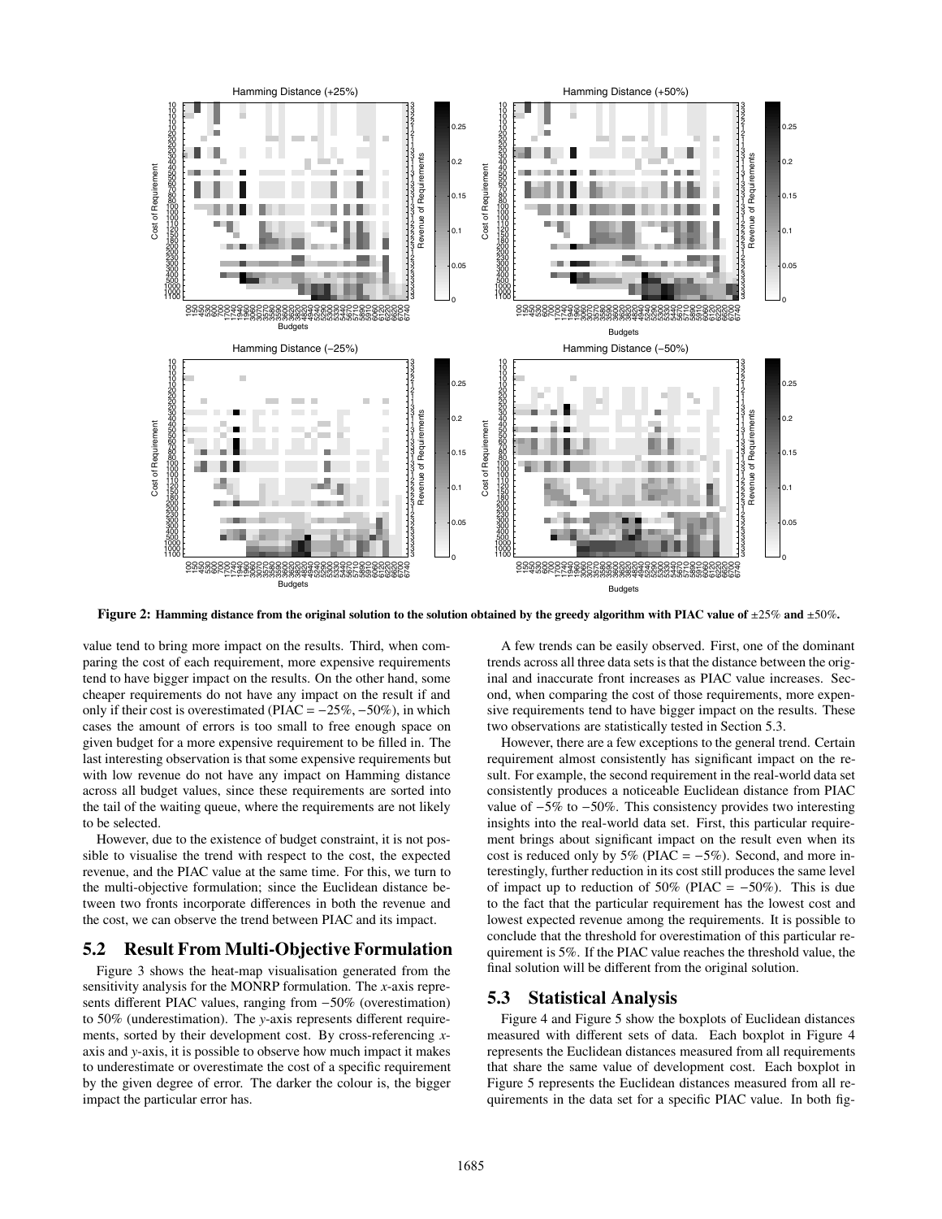**Figure 2: Hamming distance from the original solution to the solution obtained by the greedy algorithm with PIAC value of ±25% and ±50%.**

value tend to bring more impact on the results. Third, when comparing the cost of each requirement, more expensive requirements tend to have bigger impact on the results. On the other hand, some cheaper requirements do not have any impact on the result if and only if their cost is overestimated (PIAC = −25%, −50%), in which cases the amount of errors is too small to free enough space on given budget for a more expensive requirement to be filled in. The last interesting observation is that some expensive requirements but with low revenue do not have any impact on Hamming distance across all budget values, since these requirements are sorted into the tail of the waiting queue, where the requirements are not likely to be selected.

However, due to the existence of budget constraint, it is not possible to visualise the trend with respect to the cost, the expected revenue, and the PIAC value at the same time. For this, we turn to the multi-objective formulation; since the Euclidean distance between two fronts incorporate differences in both the revenue and the cost, we can observe the trend between PIAC and its impact.

## 5.2 Result From Multi-Objective Formulation

Figure 3 shows the heat-map visualisation generated from the sensitivity analysis for the MONRP formulation. The *x*-axis represents different PIAC values, ranging from −50% (overestimation) to 50% (underestimation). The *y*-axis represents different requirements, sorted by their development cost. By cross-referencing *x*-axis and *y*-axis, it is possible to observe how much impact it makes to underestimate or overestimate the cost of a specific requirement by the given degree of error. The darker the colour is, the bigger impact the particular error has.

A few trends can be easily observed. First, one of the dominant trends across all three data sets is that the distance between the original and inaccurate front increases as PIAC value increases. Second, when comparing the cost of those requirements, more expensive requirements tend to have bigger impact on the results. These two observations are statistically tested in Section 5.3.

However, there are a few exceptions to the general trend. Certain requirement almost consistently has significant impact on the result. For example, the second requirement in the real-world data set consistently produces a noticeable Euclidean distance from PIAC value of −5% to −50%. This consistency provides two interesting insights into the real-world data set. First, this particular requirement brings about significant impact on the result even when its cost is reduced only by 5% (PIAC = −5%). Second, and more interestingly, further reduction in its cost still produces the same level of impact up to reduction of 50% (PIAC = −50%). This is due to the fact that the particular requirement has the lowest cost and lowest expected revenue among the requirements. It is possible to conclude that the threshold for overestimation of this particular requirement is 5%. If the PIAC value reaches the threshold value, the final solution will be different from the original solution.

## 5.3 Statistical Analysis

Figure 4 and Figure 5 show the boxplots of Euclidean distances measured with different sets of data. Each boxplot in Figure 4 represents the Euclidean distances measured from all requirements that share the same value of development cost. Each boxplot in Figure 5 represents the Euclidean distances measured from all requirements in the data set for a specific PIAC value. In both fig-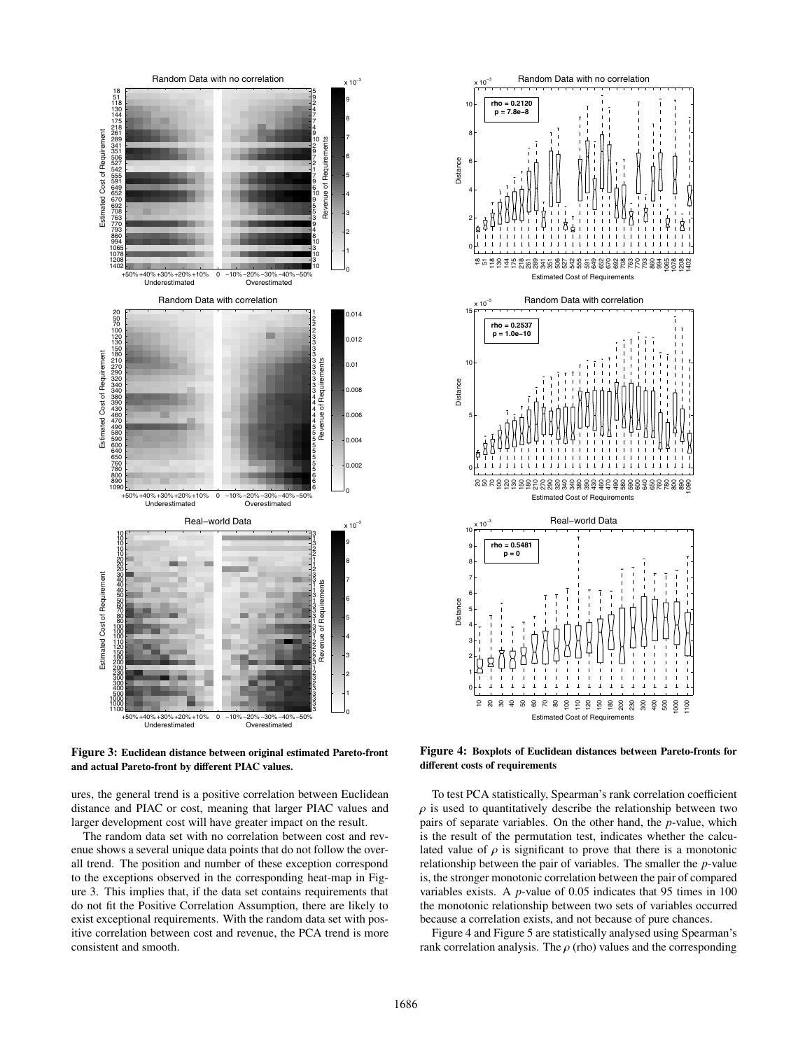**Figure 3: Euclidean distance between original estimated Pareto-front and actual Pareto-front by different PIAC values.**

**Figure 4: Boxplots of Euclidean distances between Pareto-fronts for different costs of requirements**

ures, the general trend is a positive correlation between Euclidean distance and PIAC or cost, meaning that larger PIAC values and larger development cost will have greater impact on the result.

The random data set with no correlation between cost and revenue shows a several unique data points that do not follow the overall trend. The position and number of these exception correspond to the exceptions observed in the corresponding heat-map in Figure 3. This implies that, if the data set contains requirements that do not fit the Positive Correlation Assumption, there are likely to exist exceptional requirements. With the random data set with positive correlation between cost and revenue, the PCA trend is more consistent and smooth.

To test PCA statistically, Spearman's rank correlation coefficient $\rho$ is used to quantitatively describe the relationship between two pairs of separate variables. On the other hand, the $p$-value, which is the result of the permutation test, indicates whether the calculated value of $\rho$ is significant to prove that there is a monotonic relationship between the pair of variables. The smaller the $p$-value is, the stronger monotonic correlation between the pair of compared variables exists. A $p$-value of 0.05 indicates that 95 times in 100 the monotonic relationship between two sets of variables occurred because a correlation exists, and not because of pure chances.

Figure 4 and Figure 5 are statistically analysed using Spearman's rank correlation analysis. The $\rho$ (rho) values and the corresponding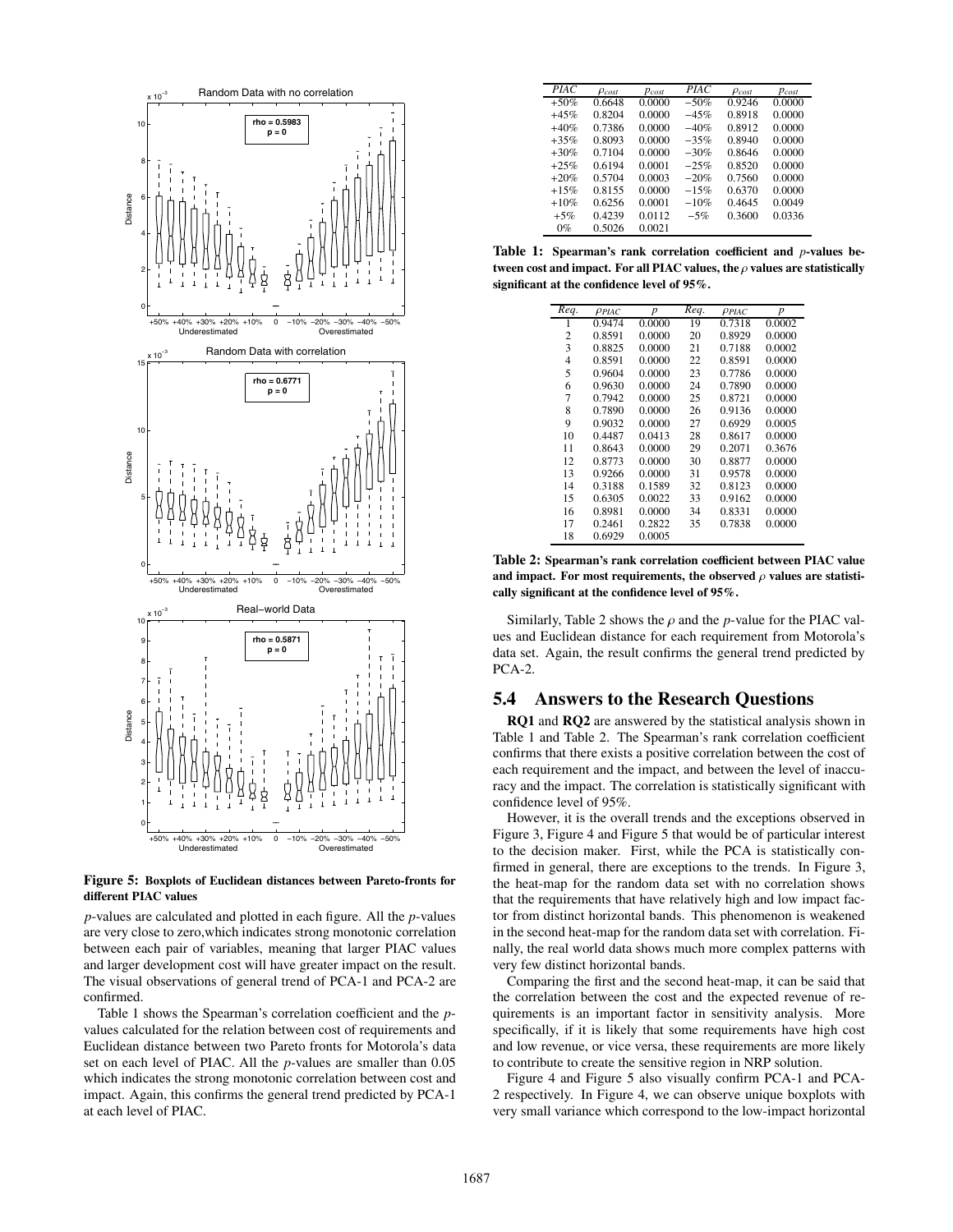Figure 5: Boxplots of Euclidean distances between Pareto-fronts for different PIAC values

$p$-values are calculated and plotted in each figure. All the $p$-values are very close to zero,which indicates strong monotonic correlation between each pair of variables, meaning that larger PIAC values and larger development cost will have greater impact on the result. The visual observations of general trend of PCA-1 and PCA-2 are confirmed.

Table 1 shows the Spearman's correlation coefficient and the $p$-values calculated for the relation between cost of requirements and Euclidean distance between two Pareto fronts for Motorola's data set on each level of PIAC. All the $p$-values are smaller than 0.05 which indicates the strong monotonic correlation between cost and impact. Again, this confirms the general trend predicted by PCA-1 at each level of PIAC.

| *PIAC* | $\rho_{cost}$ | $p_{cost}$ | *PIAC* | $\rho_{cost}$ | $p_{cost}$ |
|---|---|---|---|---|---|
| +50% | 0.6648 | 0.0000 | −50% | 0.9246 | 0.0000 |
| +45% | 0.8204 | 0.0000 | −45% | 0.8918 | 0.0000 |
| +40% | 0.7386 | 0.0000 | −40% | 0.8912 | 0.0000 |
| +35% | 0.8093 | 0.0000 | −35% | 0.8940 | 0.0000 |
| +30% | 0.7104 | 0.0000 | −30% | 0.8646 | 0.0000 |
| +25% | 0.6194 | 0.0001 | −25% | 0.8520 | 0.0000 |
| +20% | 0.5704 | 0.0003 | −20% | 0.7560 | 0.0000 |
| +15% | 0.8155 | 0.0000 | −15% | 0.6370 | 0.0000 |
| +10% | 0.6256 | 0.0001 | −10% | 0.4645 | 0.0049 |
| +5% | 0.4239 | 0.0112 | −5% | 0.3600 | 0.0336 |
| 0% | 0.5026 | 0.0021 | | | |

**Table 1: Spearman's rank correlation coefficient and $p$-values between cost and impact. For all PIAC values, the $\rho$ values are statistically significant at the confidence level of 95%.**

| *Req.* | $\rho_{PIAC}$ | $p$ | *Req.* | $\rho_{PIAC}$ | $p$ |
|---|---|---|---|---|---|
| 1 | 0.9474 | 0.0000 | 19 | 0.7318 | 0.0002 |
| 2 | 0.8591 | 0.0000 | 20 | 0.8929 | 0.0000 |
| 3 | 0.8825 | 0.0000 | 21 | 0.7188 | 0.0002 |
| 4 | 0.8591 | 0.0000 | 22 | 0.8591 | 0.0000 |
| 5 | 0.9604 | 0.0000 | 23 | 0.7786 | 0.0000 |
| 6 | 0.9630 | 0.0000 | 24 | 0.7890 | 0.0000 |
| 7 | 0.7942 | 0.0000 | 25 | 0.8721 | 0.0000 |
| 8 | 0.7890 | 0.0000 | 26 | 0.9136 | 0.0000 |
| 9 | 0.9032 | 0.0000 | 27 | 0.6929 | 0.0005 |
| 10 | 0.4487 | 0.0413 | 28 | 0.8617 | 0.0000 |
| 11 | 0.8643 | 0.0000 | 29 | 0.2071 | 0.3676 |
| 12 | 0.8773 | 0.0000 | 30 | 0.8877 | 0.0000 |
| 13 | 0.9266 | 0.0000 | 31 | 0.9578 | 0.0000 |
| 14 | 0.3188 | 0.1589 | 32 | 0.8123 | 0.0000 |
| 15 | 0.6305 | 0.0022 | 33 | 0.9162 | 0.0000 |
| 16 | 0.8981 | 0.0000 | 34 | 0.8331 | 0.0000 |
| 17 | 0.2461 | 0.2822 | 35 | 0.7838 | 0.0000 |
| 18 | 0.6929 | 0.0005 | | | |

**Table 2: Spearman's rank correlation coefficient between PIAC value and impact. For most requirements, the observed $\rho$ values are statistically significant at the confidence level of 95%.**

Similarly, Table 2 shows the $\rho$ and the $p$-value for the PIAC values and Euclidean distance for each requirement from Motorola's data set. Again, the result confirms the general trend predicted by PCA-2.

## 5.4 Answers to the Research Questions

**RQ1** and **RQ2** are answered by the statistical analysis shown in Table 1 and Table 2. The Spearman's rank correlation coefficient confirms that there exists a positive correlation between the cost of each requirement and the impact, and between the level of inaccuracy and the impact. The correlation is statistically significant with confidence level of 95%.

However, it is the overall trends and the exceptions observed in Figure 3, Figure 4 and Figure 5 that would be of particular interest to the decision maker. First, while the PCA is statistically confirmed in general, there are exceptions to the trends. In Figure 3, the heat-map for the random data set with no correlation shows that the requirements that have relatively high and low impact factor from distinct horizontal bands. This phenomenon is weakened in the second heat-map for the random data set with correlation. Finally, the real world data shows much more complex patterns with very few distinct horizontal bands.

Comparing the first and the second heat-map, it can be said that the correlation between the cost and the expected revenue of requirements is an important factor in sensitivity analysis. More specifically, if it is likely that some requirements have high cost and low revenue, or vice versa, these requirements are more likely to contribute to create the sensitive region in NRP solution.

Figure 4 and Figure 5 also visually confirm PCA-1 and PCA-2 respectively. In Figure 4, we can observe unique boxplots with very small variance which correspond to the low-impact horizontal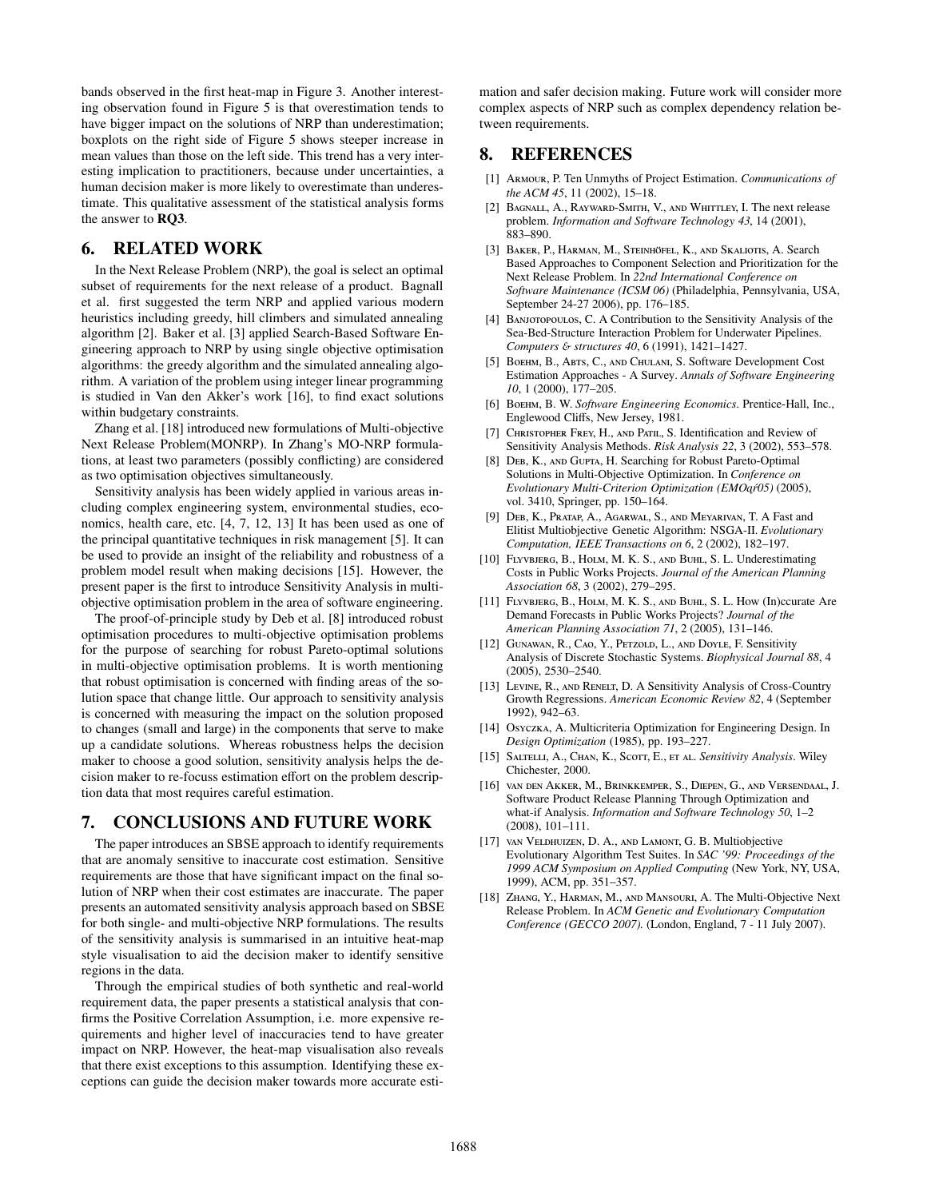bands observed in the first heat-map in Figure 3. Another interesting observation found in Figure 5 is that overestimation tends to have bigger impact on the solutions of NRP than underestimation; boxplots on the right side of Figure 5 shows steeper increase in mean values than those on the left side. This trend has a very interesting implication to practitioners, because under uncertainties, a human decision maker is more likely to overestimate than underestimate. This qualitative assessment of the statistical analysis forms the answer to **RQ3**.

## 6. RELATED WORK

In the Next Release Problem (NRP), the goal is select an optimal subset of requirements for the next release of a product. Bagnall et al. first suggested the term NRP and applied various modern heuristics including greedy, hill climbers and simulated annealing algorithm [2]. Baker et al. [3] applied Search-Based Software Engineering approach to NRP by using single objective optimisation algorithms: the greedy algorithm and the simulated annealing algorithm. A variation of the problem using integer linear programming is studied in Van den Akker's work [16], to find exact solutions within budgetary constraints.

Zhang et al. [18] introduced new formulations of Multi-objective Next Release Problem(MONRP). In Zhang's MO-NRP formulations, at least two parameters (possibly conflicting) are considered as two optimisation objectives simultaneously.

Sensitivity analysis has been widely applied in various areas including complex engineering system, environmental studies, economics, health care, etc. [4, 7, 12, 13] It has been used as one of the principal quantitative techniques in risk management [5]. It can be used to provide an insight of the reliability and robustness of a problem model result when making decisions [15]. However, the present paper is the first to introduce Sensitivity Analysis in multi-objective optimisation problem in the area of software engineering.

The proof-of-principle study by Deb et al. [8] introduced robust optimisation procedures to multi-objective optimisation problems for the purpose of searching for robust Pareto-optimal solutions in multi-objective optimisation problems. It is worth mentioning that robust optimisation is concerned with finding areas of the solution space that change little. Our approach to sensitivity analysis is concerned with measuring the impact on the solution proposed to changes (small and large) in the components that serve to make up a candidate solutions. Whereas robustness helps the decision maker to choose a good solution, sensitivity analysis helps the decision maker to re-focuss estimation effort on the problem description data that most requires careful estimation.

## 7. CONCLUSIONS AND FUTURE WORK

The paper introduces an SBSE approach to identify requirements that are anomaly sensitive to inaccurate cost estimation. Sensitive requirements are those that have significant impact on the final solution of NRP when their cost estimates are inaccurate. The paper presents an automated sensitivity analysis approach based on SBSE for both single- and multi-objective NRP formulations. The results of the sensitivity analysis is summarised in an intuitive heat-map style visualisation to aid the decision maker to identify sensitive regions in the data.

Through the empirical studies of both synthetic and real-world requirement data, the paper presents a statistical analysis that confirms the Positive Correlation Assumption, i.e. more expensive requirements and higher level of inaccuracies tend to have greater impact on NRP. However, the heat-map visualisation also reveals that there exist exceptions to this assumption. Identifying these exceptions can guide the decision maker towards more accurate estimation and safer decision making. Future work will consider more complex aspects of NRP such as complex dependency relation between requirements.

## 8. REFERENCES

[1] Armour, P. Ten Unmyths of Project Estimation. *Communications of the ACM 45*, 11 (2002), 15–18.

[2] Bagnall, A., Rayward-Smith, V., and Whittley, I. The next release problem. *Information and Software Technology 43*, 14 (2001), 883–890.

[3] Baker, P., Harman, M., Steinhöfel, K., and Skaliotis, A. Search Based Approaches to Component Selection and Prioritization for the Next Release Problem. In *22nd International Conference on Software Maintenance (ICSM 06)* (Philadelphia, Pennsylvania, USA, September 24-27 2006), pp. 176–185.

[4] Banjotopoulos, C. A Contribution to the Sensitivity Analysis of the Sea-Bed-Structure Interaction Problem for Underwater Pipelines. *Computers & structures 40*, 6 (1991), 1421–1427.

[5] Boehm, B., Abts, C., and Chulani, S. Software Development Cost Estimation Approaches - A Survey. *Annals of Software Engineering 10*, 1 (2000), 177–205.

[6] Boehm, B. W. *Software Engineering Economics*. Prentice-Hall, Inc., Englewood Cliffs, New Jersey, 1981.

[7] Christopher Frey, H., and Patil, S. Identification and Review of Sensitivity Analysis Methods. *Risk Analysis 22*, 3 (2002), 553–578.

[8] Deb, K., and Gupta, H. Searching for Robust Pareto-Optimal Solutions in Multi-Objective Optimization. In *Conference on Evolutionary Multi-Criterion Optimization (EMOą́05)* (2005), vol. 3410, Springer, pp. 150–164.

[9] Deb, K., Pratap, A., Agarwal, S., and Meyarivan, T. A Fast and Elitist Multiobjective Genetic Algorithm: NSGA-II. *Evolutionary Computation, IEEE Transactions on 6*, 2 (2002), 182–197.

[10] Flyvbjerg, B., Holm, M. K. S., and Buhl, S. L. Underestimating Costs in Public Works Projects. *Journal of the American Planning Association 68*, 3 (2002), 279–295.

[11] Flyvbjerg, B., Holm, M. K. S., and Buhl, S. L. How (In)ccurate Are Demand Forecasts in Public Works Projects? *Journal of the American Planning Association 71*, 2 (2005), 131–146.

[12] Gunawan, R., Cao, Y., Petzold, L., and Doyle, F. Sensitivity Analysis of Discrete Stochastic Systems. *Biophysical Journal 88*, 4 (2005), 2530–2540.

[13] Levine, R., and Renelt, D. A Sensitivity Analysis of Cross-Country Growth Regressions. *American Economic Review 82*, 4 (September 1992), 942–63.

[14] Osyczka, A. Multicriteria Optimization for Engineering Design. In *Design Optimization* (1985), pp. 193–227.

[15] Saltelli, A., Chan, K., Scott, E., et al. *Sensitivity Analysis*. Wiley Chichester, 2000.

[16] van den Akker, M., Brinkkemper, S., Diepen, G., and Versendaal, J. Software Product Release Planning Through Optimization and what-if Analysis. *Information and Software Technology 50*, 1–2 (2008), 101–111.

[17] van Veldhuizen, D. A., and Lamont, G. B. Multiobjective Evolutionary Algorithm Test Suites. In *SAC '99: Proceedings of the 1999 ACM Symposium on Applied Computing* (New York, NY, USA, 1999), ACM, pp. 351–357.

[18] Zhang, Y., Harman, M., and Mansouri, A. The Multi-Objective Next Release Problem. In *ACM Genetic and Evolutionary Computation Conference (GECCO 2007).* (London, England, 7 - 11 July 2007).